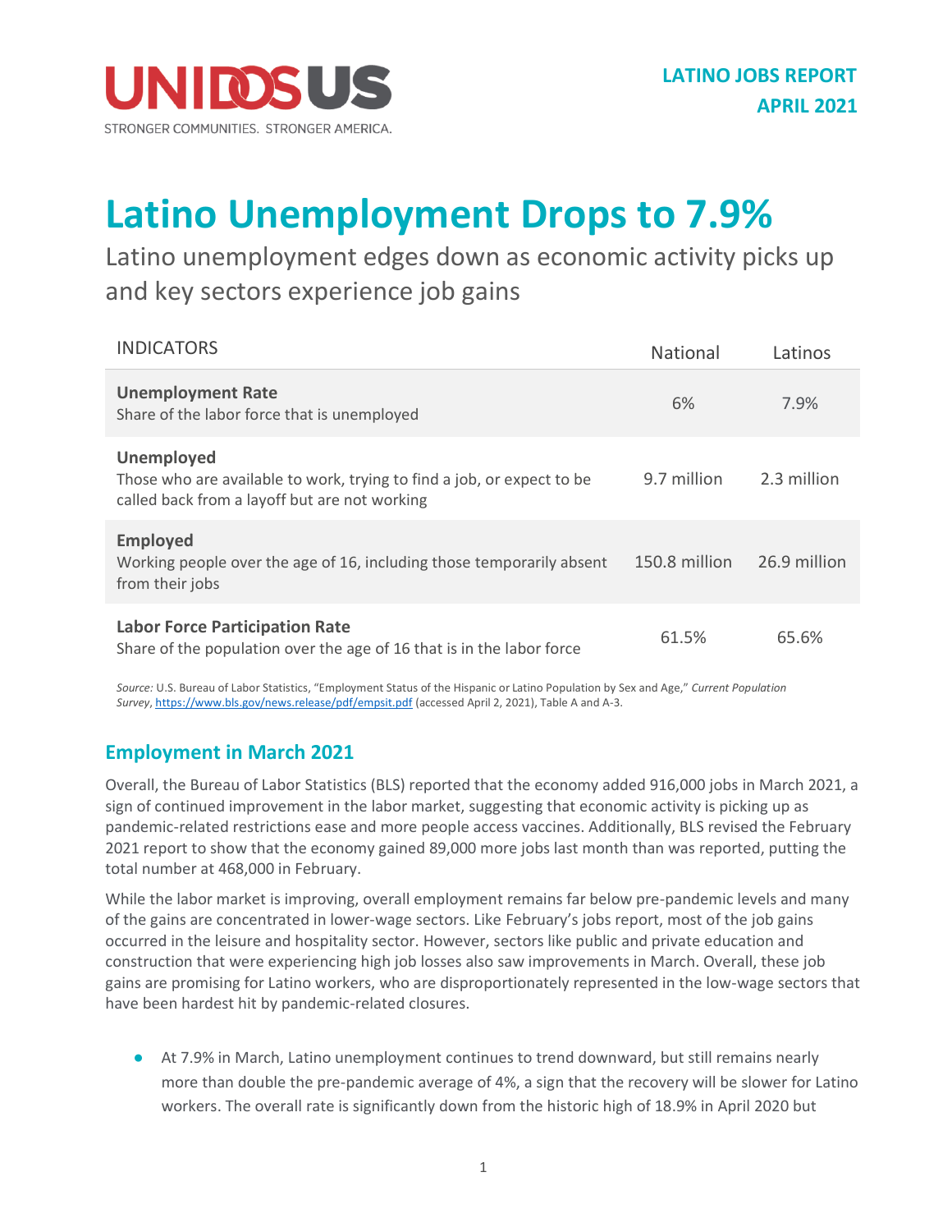UNIDOSUS

STRONGER COMMUNITIES. STRONGER AMERICA.

**LATINO JOBS REPORT**
**APRIL 2021**

# Latino Unemployment Drops to 7.9%

Latino unemployment edges down as economic activity picks up and key sectors experience job gains

| INDICATORS | National | Latinos |
|---|---|---|
| **Unemployment Rate**<br>Share of the labor force that is unemployed | 6% | 7.9% |
| **Unemployed**<br>Those who are available to work, trying to find a job, or expect to be called back from a layoff but are not working | 9.7 million | 2.3 million |
| **Employed**<br>Working people over the age of 16, including those temporarily absent from their jobs | 150.8 million | 26.9 million |
| **Labor Force Participation Rate**<br>Share of the population over the age of 16 that is in the labor force | 61.5% | 65.6% |

*Source:* U.S. Bureau of Labor Statistics, "Employment Status of the Hispanic or Latino Population by Sex and Age," *Current Population Survey*, https://www.bls.gov/news.release/pdf/empsit.pdf (accessed April 2, 2021), Table A and A-3.

## Employment in March 2021

Overall, the Bureau of Labor Statistics (BLS) reported that the economy added 916,000 jobs in March 2021, a sign of continued improvement in the labor market, suggesting that economic activity is picking up as pandemic-related restrictions ease and more people access vaccines. Additionally, BLS revised the February 2021 report to show that the economy gained 89,000 more jobs last month than was reported, putting the total number at 468,000 in February.

While the labor market is improving, overall employment remains far below pre-pandemic levels and many of the gains are concentrated in lower-wage sectors. Like February's jobs report, most of the job gains occurred in the leisure and hospitality sector. However, sectors like public and private education and construction that were experiencing high job losses also saw improvements in March. Overall, these job gains are promising for Latino workers, who are disproportionately represented in the low-wage sectors that have been hardest hit by pandemic-related closures.

- At 7.9% in March, Latino unemployment continues to trend downward, but still remains nearly more than double the pre-pandemic average of 4%, a sign that the recovery will be slower for Latino workers. The overall rate is significantly down from the historic high of 18.9% in April 2020 but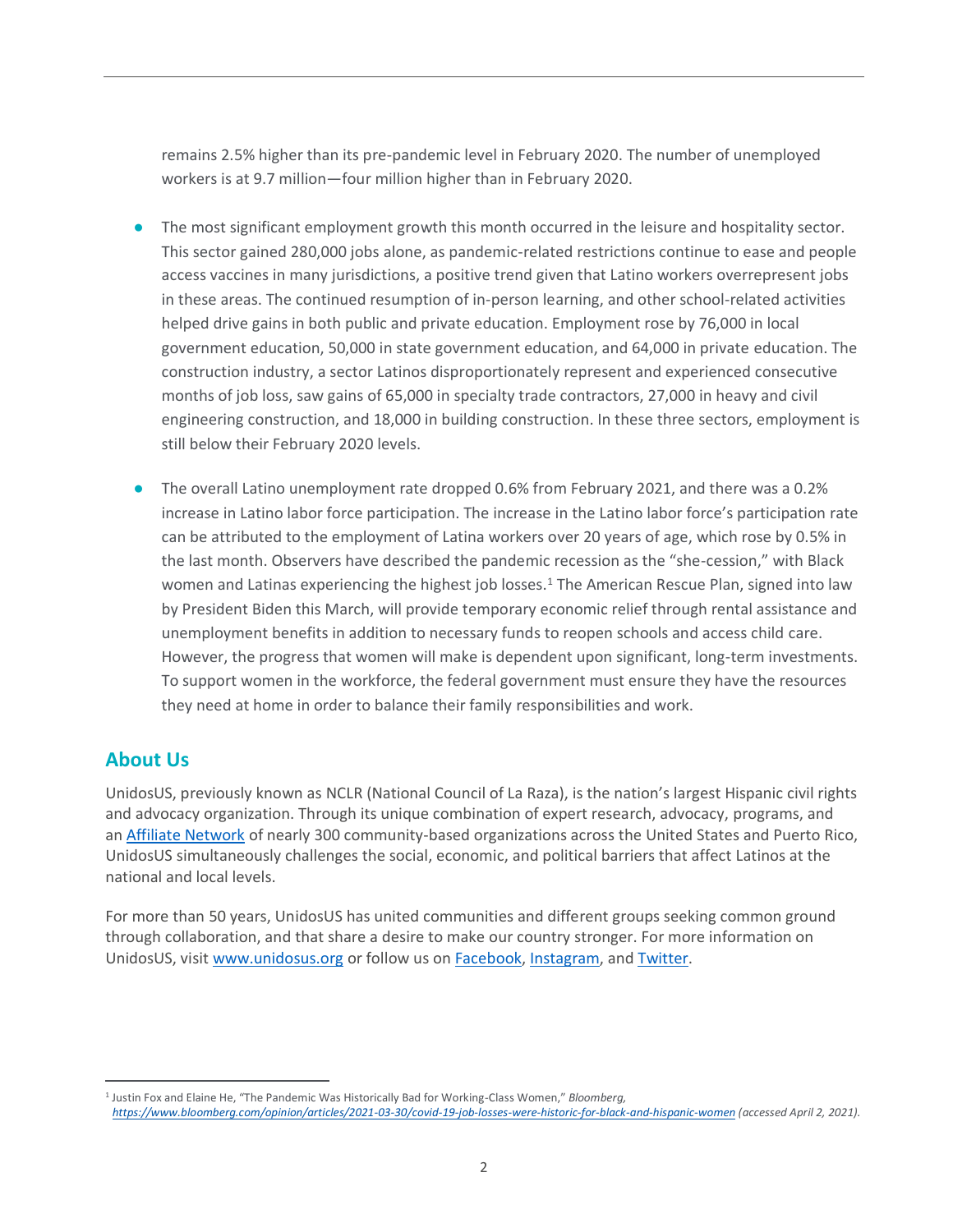remains 2.5% higher than its pre-pandemic level in February 2020. The number of unemployed workers is at 9.7 million—four million higher than in February 2020.

- The most significant employment growth this month occurred in the leisure and hospitality sector. This sector gained 280,000 jobs alone, as pandemic-related restrictions continue to ease and people access vaccines in many jurisdictions, a positive trend given that Latino workers overrepresent jobs in these areas. The continued resumption of in-person learning, and other school-related activities helped drive gains in both public and private education. Employment rose by 76,000 in local government education, 50,000 in state government education, and 64,000 in private education. The construction industry, a sector Latinos disproportionately represent and experienced consecutive months of job loss, saw gains of 65,000 in specialty trade contractors, 27,000 in heavy and civil engineering construction, and 18,000 in building construction. In these three sectors, employment is still below their February 2020 levels.

- The overall Latino unemployment rate dropped 0.6% from February 2021, and there was a 0.2% increase in Latino labor force participation. The increase in the Latino labor force's participation rate can be attributed to the employment of Latina workers over 20 years of age, which rose by 0.5% in the last month. Observers have described the pandemic recession as the "she-cession," with Black women and Latinas experiencing the highest job losses.[1] The American Rescue Plan, signed into law by President Biden this March, will provide temporary economic relief through rental assistance and unemployment benefits in addition to necessary funds to reopen schools and access child care. However, the progress that women will make is dependent upon significant, long-term investments. To support women in the workforce, the federal government must ensure they have the resources they need at home in order to balance their family responsibilities and work.

## About Us

UnidosUS, previously known as NCLR (National Council of La Raza), is the nation's largest Hispanic civil rights and advocacy organization. Through its unique combination of expert research, advocacy, programs, and an Affiliate Network of nearly 300 community-based organizations across the United States and Puerto Rico, UnidosUS simultaneously challenges the social, economic, and political barriers that affect Latinos at the national and local levels.

For more than 50 years, UnidosUS has united communities and different groups seeking common ground through collaboration, and that share a desire to make our country stronger. For more information on UnidosUS, visit www.unidosus.org or follow us on Facebook, Instagram, and Twitter.

---

[1] Justin Fox and Elaine He, "The Pandemic Was Historically Bad for Working-Class Women," *Bloomberg*, *https://www.bloomberg.com/opinion/articles/2021-03-30/covid-19-job-losses-were-historic-for-black-and-hispanic-women (accessed April 2, 2021).*